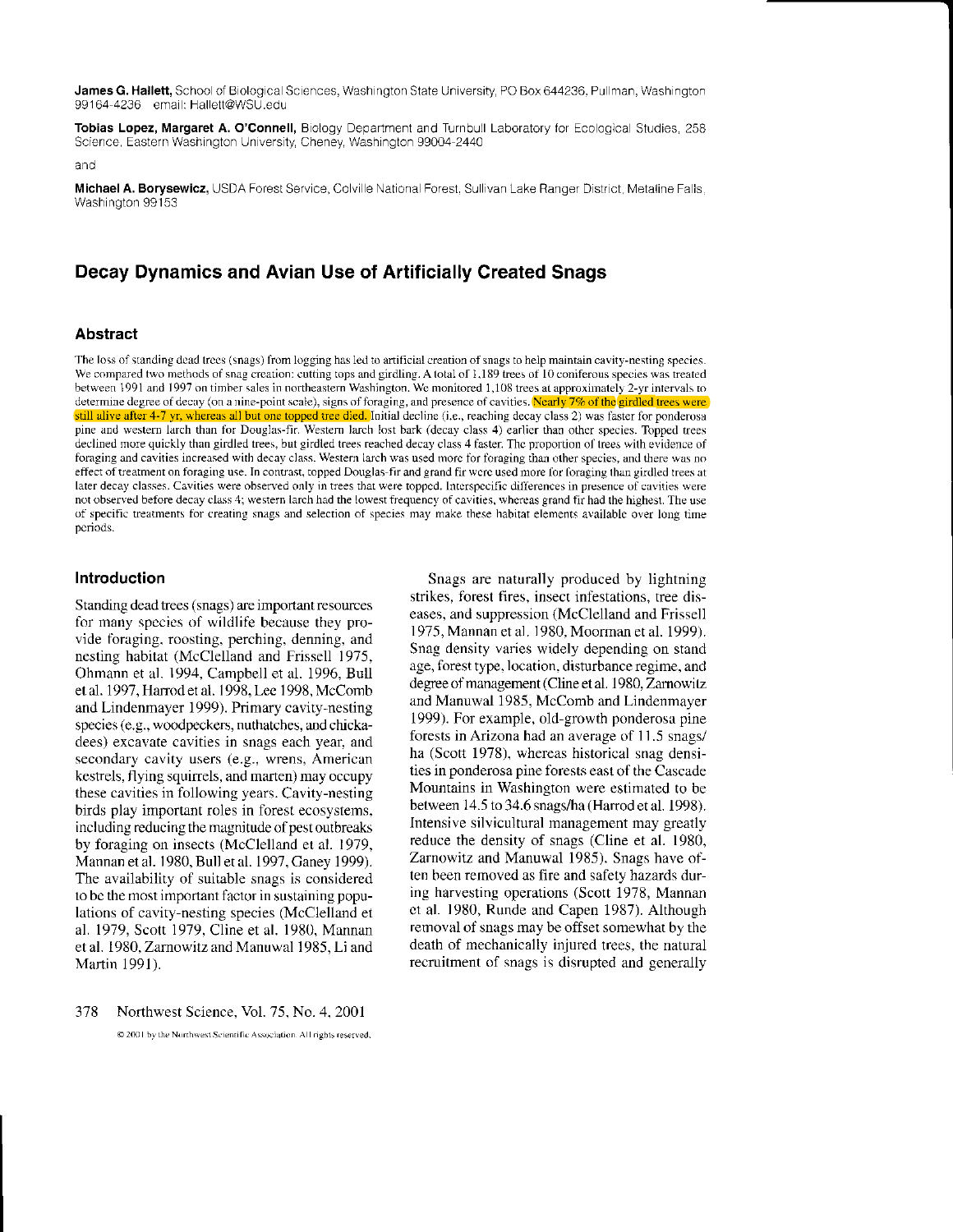**James G. Hallett,** School of Biological Sciences, Washington State University, PO Box 644236, Pullman, Washington 99164-4236 email: Hallett@WSU.edu

**Tobias Lopez, Margaret A. O'Connell,** Biology Department and Turnbull Laboratory for Ecological Studies, 258 Science, Eastern Washington University, Cheney, Washington 99004-2440

and

**Michael A. Borysewicz,** USDA Forest Service, Colville National Forest, Sullivan Lake Ranger District, Metaline Falls, Washington 99153

# Decay Dynamics and Avian Use of Artificially Created Snags

## Abstract

The loss of standing dead trees (snags) from logging has led to artificial creation of snags to help maintain cavity-nesting species. We compared two methods of snag creation: cutting tops and girdling. A total of 1,189 trees of 10 coniferous species was treated between 1991 and 1997 on timber sales in northeastern Washington. We monitored 1,108 trees at approximately 2-yr intervals to determine degree of decay (on a nine-point scale), signs of foraging, and presence of cavities. Nearly 7% of the girdled trees were still alive after 4-7 yr, whereas all but one topped tree died. Initial decline (i.e., reaching decay class 2) was faster for ponderosa pine and western larch than for Douglas-fir. Western larch lost bark (decay class 4) earlier than other species. Topped trees declined more quickly than girdled trees, but girdled trees reached decay class 4 faster. The proportion of trees with evidence of foraging and cavities increased with decay class. Western larch was used more for foraging than other species, and there was no effect of treatment on foraging use. In contrast, topped Douglas-fir and grand fir were used more for foraging than girdled trees at later decay classes. Cavities were observed only in trees that were topped. Interspecific differences in presence of cavities were not observed before decay class 4; western larch had the lowest frequency of cavities, whereas grand fir had the highest. The use of specific treatments for creating snags and selection of species may make these habitat elements available over long time periods.

## Introduction

Standing dead trees (snags) are important resources for many species of wildlife because they provide foraging, roosting, perching, denning, and nesting habitat (McClelland and Frissell 1975, Ohmann et al. 1994, Campbell et al. 1996, Bull et al. 1997, Harrod et al. 1998, Lee 1998, McComb and Lindenmayer 1999). Primary cavity-nesting species (e.g., woodpeckers, nuthatches, and chickadees) excavate cavities in snags each year, and secondary cavity users (e.g., wrens, American kestrels, flying squirrels, and marten) may occupy these cavities in following years. Cavity-nesting birds play important roles in forest ecosystems, including reducing the magnitude of pest outbreaks by foraging on insects (McClelland et al. 1979, Mannan et al. 1980, Bull et al. 1997, Ganey 1999). The availability of suitable snags is considered to be the most important factor in sustaining populations of cavity-nesting species (McClelland et al. 1979, Scott 1979, Cline et al. 1980, Mannan et al. 1980, Zarnowitz and Manuwal 1985, Li and Martin 1991).

Snags are naturally produced by lightning strikes, forest fires, insect infestations, tree diseases, and suppression (McClelland and Frissell 1975, Mannan et al. 1980, Moorman et al. 1999). Snag density varies widely depending on stand age, forest type, location, disturbance regime, and degree of management (Cline et al. 1980, Zarnowitz and Manuwal 1985, McComb and Lindenmayer 1999). For example, old-growth ponderosa pine forests in Arizona had an average of 11.5 snags/ha (Scott 1978), whereas historical snag densities in ponderosa pine forests east of the Cascade Mountains in Washington were estimated to be between 14.5 to 34.6 snags/ha (Harrod et al. 1998). Intensive silvicultural management may greatly reduce the density of snags (Cline et al. 1980, Zarnowitz and Manuwal 1985). Snags have often been removed as fire and safety hazards during harvesting operations (Scott 1978, Mannan et al. 1980, Runde and Capen 1987). Although removal of snags may be offset somewhat by the death of mechanically injured trees, the natural recruitment of snags is disrupted and generally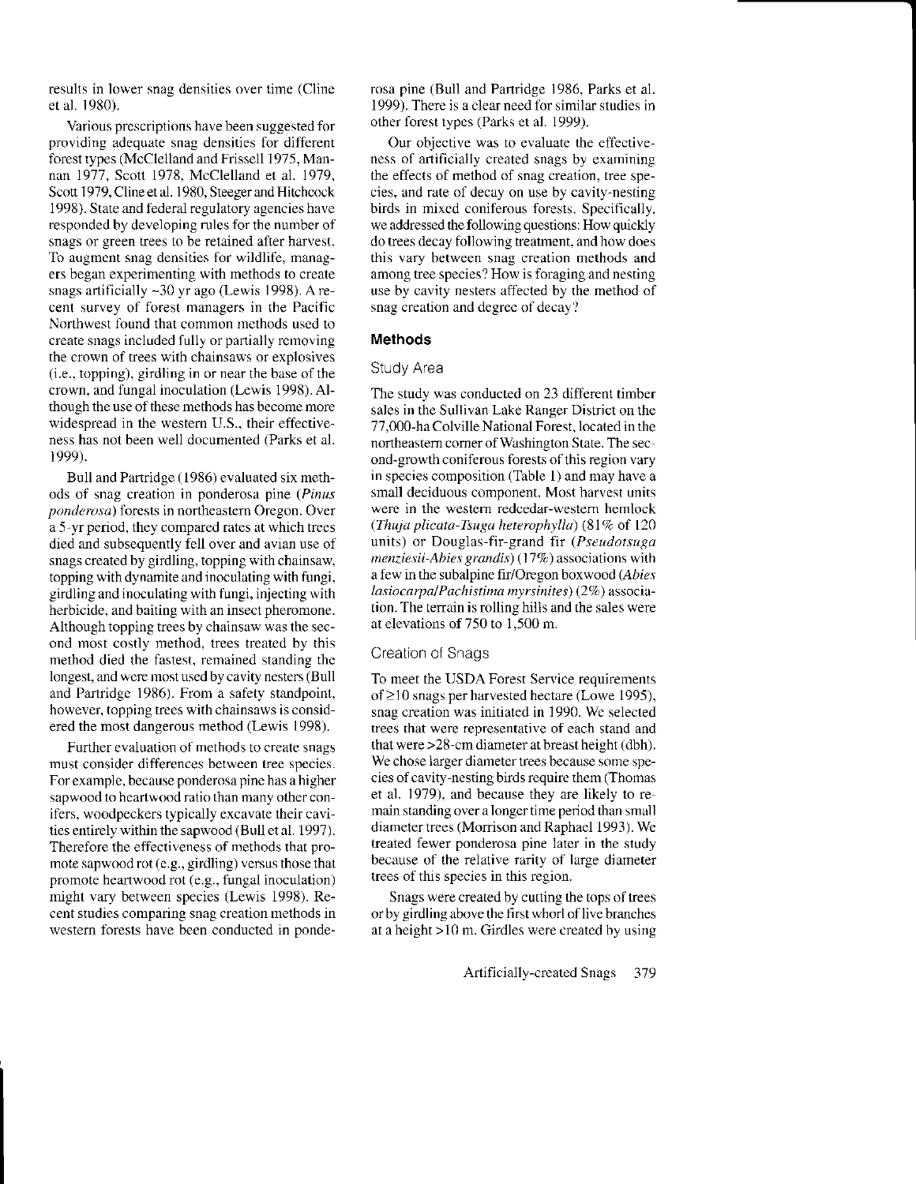results in lower snag densities over time (Cline et al. 1980).

Various prescriptions have been suggested for providing adequate snag densities for different forest types (McClelland and Frissell 1975, Mannan 1977, Scott 1978, McClelland et al. 1979, Scott 1979, Cline et al. 1980, Steeger and Hitchcock 1998). State and federal regulatory agencies have responded by developing rules for the number of snags or green trees to be retained after harvest. To augment snag densities for wildlife, managers began experimenting with methods to create snags artificially ~30 yr ago (Lewis 1998). A recent survey of forest managers in the Pacific Northwest found that common methods used to create snags included fully or partially removing the crown of trees with chainsaws or explosives (i.e., topping), girdling in or near the base of the crown, and fungal inoculation (Lewis 1998). Although the use of these methods has become more widespread in the western U.S., their effectiveness has not been well documented (Parks et al. 1999).

Bull and Partridge (1986) evaluated six methods of snag creation in ponderosa pine (*Pinus ponderosa*) forests in northeastern Oregon. Over a 5-yr period, they compared rates at which trees died and subsequently fell over and avian use of snags created by girdling, topping with chainsaw, topping with dynamite and inoculating with fungi, girdling and inoculating with fungi, injecting with herbicide, and baiting with an insect pheromone. Although topping trees by chainsaw was the second most costly method, trees treated by this method died the fastest, remained standing the longest, and were most used by cavity nesters (Bull and Partridge 1986). From a safety standpoint, however, topping trees with chainsaws is considered the most dangerous method (Lewis 1998).

Further evaluation of methods to create snags must consider differences between tree species. For example, because ponderosa pine has a higher sapwood to heartwood ratio than many other conifers, woodpeckers typically excavate their cavities entirely within the sapwood (Bull et al. 1997). Therefore the effectiveness of methods that promote sapwood rot (e.g., girdling) versus those that promote heartwood rot (e.g., fungal inoculation) might vary between species (Lewis 1998). Recent studies comparing snag creation methods in western forests have been conducted in ponderosa pine (Bull and Partridge 1986, Parks et al. 1999). There is a clear need for similar studies in other forest types (Parks et al. 1999).

Our objective was to evaluate the effectiveness of artificially created snags by examining the effects of method of snag creation, tree species, and rate of decay on use by cavity-nesting birds in mixed coniferous forests. Specifically, we addressed the following questions: How quickly do trees decay following treatment, and how does this vary between snag creation methods and among tree species? How is foraging and nesting use by cavity nesters affected by the method of snag creation and degree of decay?

## Methods

### Study Area

The study was conducted on 23 different timber sales in the Sullivan Lake Ranger District on the 77,000-ha Colville National Forest, located in the northeastern corner of Washington State. The second-growth coniferous forests of this region vary in species composition (Table 1) and may have a small deciduous component. Most harvest units were in the western redcedar-western hemlock (*Thuja plicata-Tsuga heterophylla*) (81% of 120 units) or Douglas-fir-grand fir (*Pseudotsuga menziesii-Abies grandis*) (17%) associations with a few in the subalpine fir/Oregon boxwood (*Abies lasiocarpa/Pachistima myrsinites*) (2%) association. The terrain is rolling hills and the sales were at elevations of 750 to 1,500 m.

### Creation of Snags

To meet the USDA Forest Service requirements of ≥10 snags per harvested hectare (Lowe 1995), snag creation was initiated in 1990. We selected trees that were representative of each stand and that were >28-cm diameter at breast height (dbh). We chose larger diameter trees because some species of cavity-nesting birds require them (Thomas et al. 1979), and because they are likely to remain standing over a longer time period than small diameter trees (Morrison and Raphael 1993). We treated fewer ponderosa pine later in the study because of the relative rarity of large diameter trees of this species in this region.

Snags were created by cutting the tops of trees or by girdling above the first whorl of live branches at a height >10 m. Girdles were created by using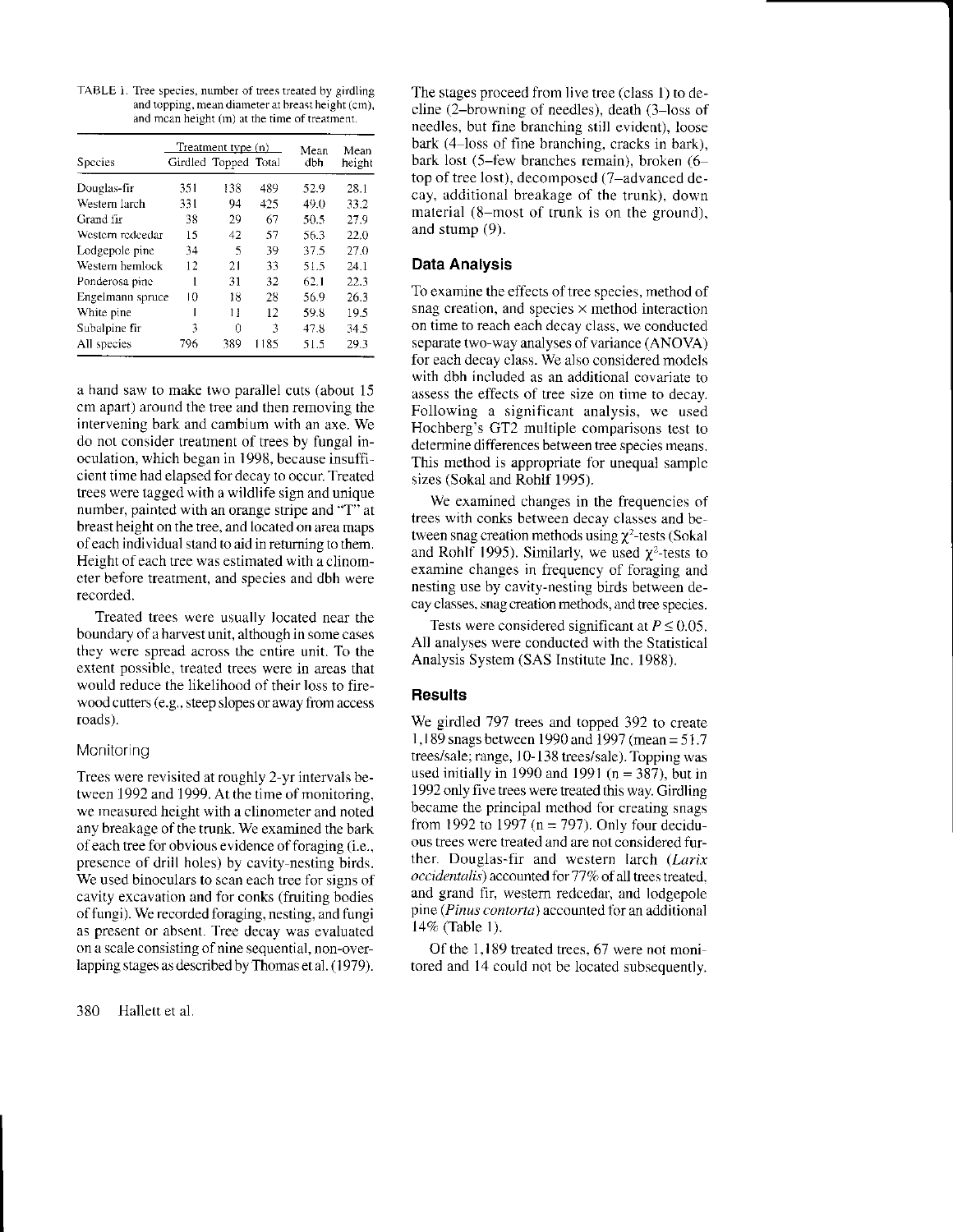TABLE 1. Tree species, number of trees treated by girdling and topping, mean diameter at breast height (cm), and mean height (m) at the time of treatment.

| Species | Treatment type (n) | | | Mean dbh | Mean height |
|---|---|---|---|---|---|
| | Girdled | Topped | Total | | |
| Douglas-fir | 351 | 138 | 489 | 52.9 | 28.1 |
| Western larch | 331 | 94 | 425 | 49.0 | 33.2 |
| Grand fir | 38 | 29 | 67 | 50.5 | 27.9 |
| Western redcedar | 15 | 42 | 57 | 56.3 | 22.0 |
| Lodgepole pine | 34 | 5 | 39 | 37.5 | 27.0 |
| Western hemlock | 12 | 21 | 33 | 51.5 | 24.1 |
| Ponderosa pine | 1 | 31 | 32 | 62.1 | 22.3 |
| Engelmann spruce | 10 | 18 | 28 | 56.9 | 26.3 |
| White pine | 1 | 11 | 12 | 59.8 | 19.5 |
| Subalpine fir | 3 | 0 | 3 | 47.8 | 34.5 |
| All species | 796 | 389 | 1185 | 51.5 | 29.3 |

a hand saw to make two parallel cuts (about 15 cm apart) around the tree and then removing the intervening bark and cambium with an axe. We do not consider treatment of trees by fungal inoculation, which began in 1998, because insufficient time had elapsed for decay to occur. Treated trees were tagged with a wildlife sign and unique number, painted with an orange stripe and "T" at breast height on the tree, and located on area maps of each individual stand to aid in returning to them. Height of each tree was estimated with a clinometer before treatment, and species and dbh were recorded.

Treated trees were usually located near the boundary of a harvest unit, although in some cases they were spread across the entire unit. To the extent possible, treated trees were in areas that would reduce the likelihood of their loss to firewood cutters (e.g., steep slopes or away from access roads).

### Monitoring

Trees were revisited at roughly 2-yr intervals between 1992 and 1999. At the time of monitoring, we measured height with a clinometer and noted any breakage of the trunk. We examined the bark of each tree for obvious evidence of foraging (i.e., presence of drill holes) by cavity-nesting birds. We used binoculars to scan each tree for signs of cavity excavation and for conks (fruiting bodies of fungi). We recorded foraging, nesting, and fungi as present or absent. Tree decay was evaluated on a scale consisting of nine sequential, non-overlapping stages as described by Thomas et al. (1979). The stages proceed from live tree (class 1) to decline (2–browning of needles), death (3–loss of needles, but fine branching still evident), loose bark (4–loss of fine branching, cracks in bark), bark lost (5–few branches remain), broken (6–top of tree lost), decomposed (7–advanced decay, additional breakage of the trunk), down material (8–most of trunk is on the ground), and stump (9).

## Data Analysis

To examine the effects of tree species, method of snag creation, and species × method interaction on time to reach each decay class, we conducted separate two-way analyses of variance (ANOVA) for each decay class. We also considered models with dbh included as an additional covariate to assess the effects of tree size on time to decay. Following a significant analysis, we used Hochberg's GT2 multiple comparisons test to determine differences between tree species means. This method is appropriate for unequal sample sizes (Sokal and Rohlf 1995).

We examined changes in the frequencies of trees with conks between decay classes and between snag creation methods using $\chi^2$-tests (Sokal and Rohlf 1995). Similarly, we used $\chi^2$-tests to examine changes in frequency of foraging and nesting use by cavity-nesting birds between decay classes, snag creation methods, and tree species.

Tests were considered significant at $P \leq 0.05$. All analyses were conducted with the Statistical Analysis System (SAS Institute Inc. 1988).

## Results

We girdled 797 trees and topped 392 to create 1,189 snags between 1990 and 1997 (mean = 51.7 trees/sale; range, 10-138 trees/sale). Topping was used initially in 1990 and 1991 (n = 387), but in 1992 only five trees were treated this way. Girdling became the principal method for creating snags from 1992 to 1997 (n = 797). Only four deciduous trees were treated and are not considered further. Douglas-fir and western larch (*Larix occidentalis*) accounted for 77% of all trees treated, and grand fir, western redcedar, and lodgepole pine (*Pinus contorta*) accounted for an additional 14% (Table 1).

Of the 1,189 treated trees, 67 were not monitored and 14 could not be located subsequently.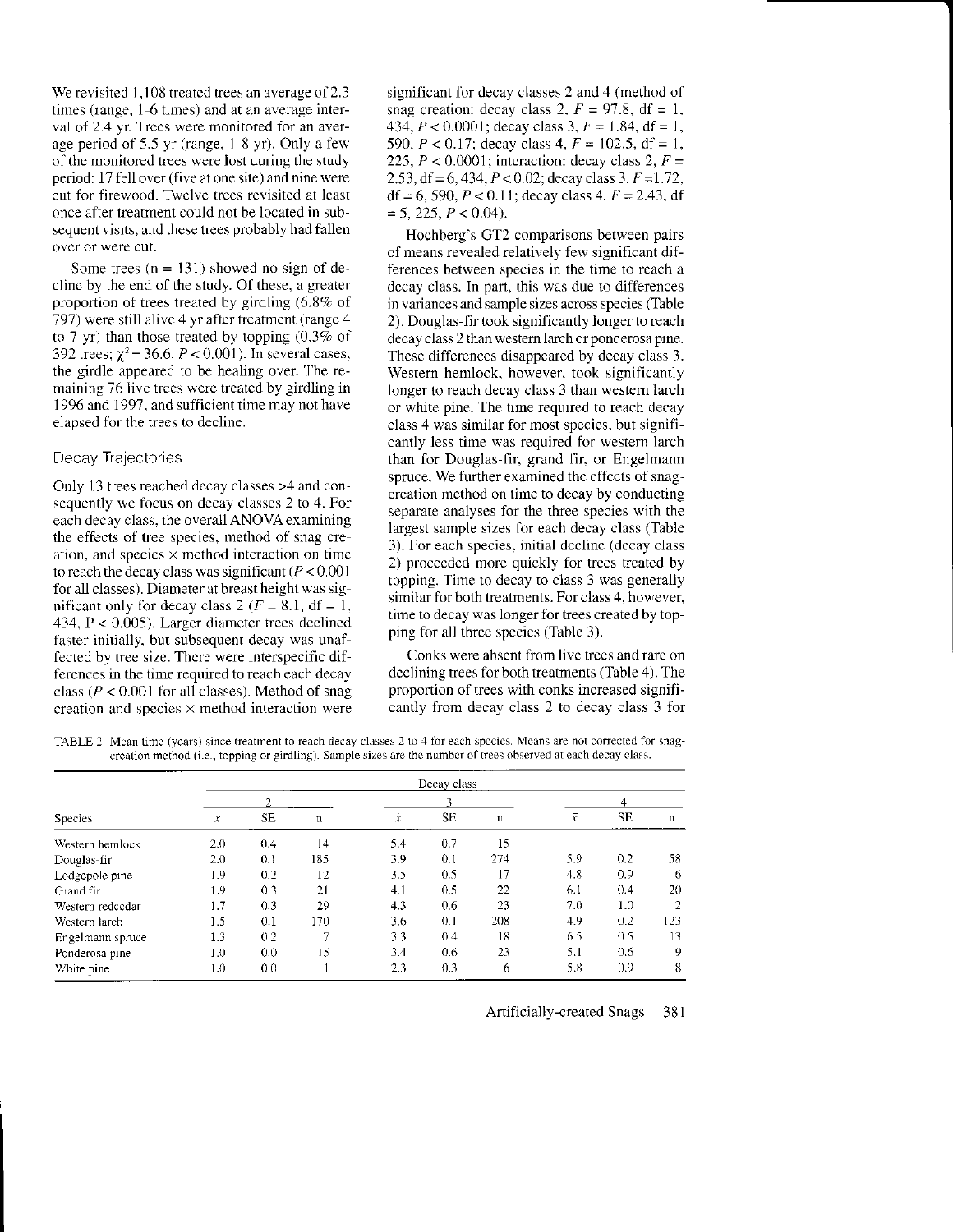We revisited 1,108 treated trees an average of 2.3 times (range, 1-6 times) and at an average interval of 2.4 yr. Trees were monitored for an average period of 5.5 yr (range, 1-8 yr). Only a few of the monitored trees were lost during the study period: 17 fell over (five at one site) and nine were cut for firewood. Twelve trees revisited at least once after treatment could not be located in subsequent visits, and these trees probably had fallen over or were cut.

Some trees (n = 131) showed no sign of decline by the end of the study. Of these, a greater proportion of trees treated by girdling (6.8% of 797) were still alive 4 yr after treatment (range 4 to 7 yr) than those treated by topping (0.3% of 392 trees; $\chi^2 = 36.6$, $P < 0.001$). In several cases, the girdle appeared to be healing over. The remaining 76 live trees were treated by girdling in 1996 and 1997, and sufficient time may not have elapsed for the trees to decline.

### Decay Trajectories

Only 13 trees reached decay classes >4 and consequently we focus on decay classes 2 to 4. For each decay class, the overall ANOVA examining the effects of tree species, method of snag creation, and species × method interaction on time to reach the decay class was significant ($P < 0.001$ for all classes). Diameter at breast height was significant only for decay class 2 ($F = 8.1$, df = 1, 434, $P < 0.005$). Larger diameter trees declined faster initially, but subsequent decay was unaffected by tree size. There were interspecific differences in the time required to reach each decay class ($P < 0.001$ for all classes). Method of snag creation and species × method interaction were significant for decay classes 2 and 4 (method of snag creation: decay class 2, $F = 97.8$, df = 1, 434, $P < 0.0001$; decay class 3, $F = 1.84$, df = 1, 590, $P < 0.17$; decay class 4, $F = 102.5$, df = 1, 225, $P < 0.0001$; interaction: decay class 2, $F = 2.53$, df = 6, 434, $P < 0.02$; decay class 3, $F = 1.72$, df = 6, 590, $P < 0.11$; decay class 4, $F = 2.43$, df = 5, 225, $P < 0.04$).

Hochberg's GT2 comparisons between pairs of means revealed relatively few significant differences between species in the time to reach a decay class. In part, this was due to differences in variances and sample sizes across species (Table 2). Douglas-fir took significantly longer to reach decay class 2 than western larch or ponderosa pine. These differences disappeared by decay class 3. Western hemlock, however, took significantly longer to reach decay class 3 than western larch or white pine. The time required to reach decay class 4 was similar for most species, but significantly less time was required for western larch than for Douglas-fir, grand fir, or Engelmann spruce. We further examined the effects of snag-creation method on time to decay by conducting separate analyses for the three species with the largest sample sizes for each decay class (Table 3). For each species, initial decline (decay class 2) proceeded more quickly for trees treated by topping. Time to decay to class 3 was generally similar for both treatments. For class 4, however, time to decay was longer for trees created by topping for all three species (Table 3).

Conks were absent from live trees and rare on declining trees for both treatments (Table 4). The proportion of trees with conks increased significantly from decay class 2 to decay class 3 for

TABLE 2. Mean time (years) since treatment to reach decay classes 2 to 4 for each species. Means are not corrected for snag-creation method (i.e., topping or girdling). Sample sizes are the number of trees observed at each decay class.

| | Decay class | | | | | | | | |
|---|---|---|---|---|---|---|---|---|---|
| | 2 | | | 3 | | | 4 | | |
| Species | $\bar{x}$ | SE | n | $\bar{x}$ | SE | n | $\bar{x}$ | SE | n |
| Western hemlock | 2.0 | 0.4 | 14 | 5.4 | 0.7 | 15 | | | |
| Douglas-fir | 2.0 | 0.1 | 185 | 3.9 | 0.1 | 274 | 5.9 | 0.2 | 58 |
| Lodgepole pine | 1.9 | 0.2 | 12 | 3.5 | 0.5 | 17 | 4.8 | 0.9 | 6 |
| Grand fir | 1.9 | 0.3 | 21 | 4.1 | 0.5 | 22 | 6.1 | 0.4 | 20 |
| Western redcedar | 1.7 | 0.3 | 29 | 4.3 | 0.6 | 23 | 7.0 | 1.0 | 2 |
| Western larch | 1.5 | 0.1 | 170 | 3.6 | 0.1 | 208 | 4.9 | 0.2 | 123 |
| Engelmann spruce | 1.3 | 0.2 | 7 | 3.3 | 0.4 | 18 | 6.5 | 0.5 | 13 |
| Ponderosa pine | 1.0 | 0.0 | 15 | 3.4 | 0.6 | 23 | 5.1 | 0.6 | 9 |
| White pine | 1.0 | 0.0 | 1 | 2.3 | 0.3 | 6 | 5.8 | 0.9 | 8 |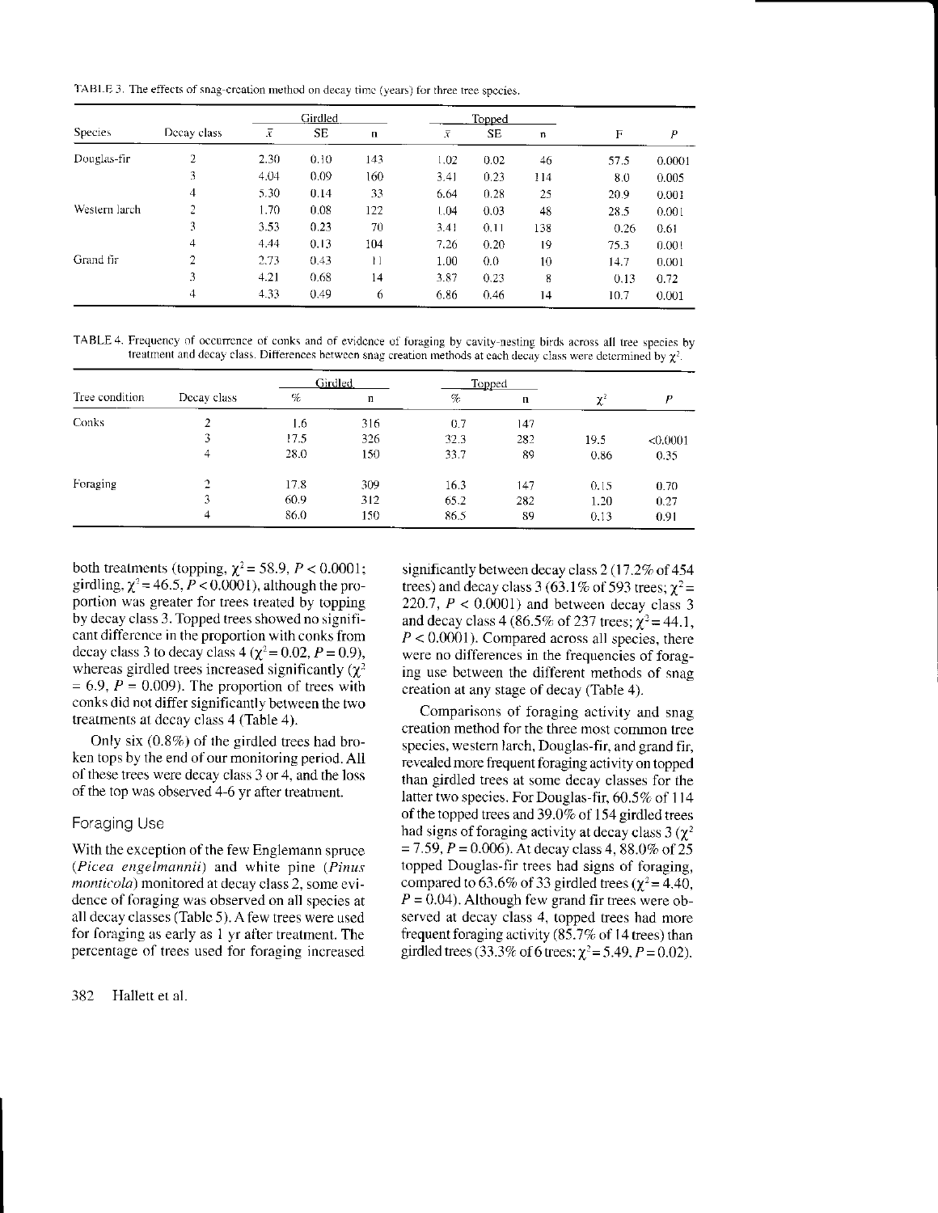TABLE 3. The effects of snag-creation method on decay time (years) for three tree species.

| Species | Decay class | Girdled | | | Topped | | | F | P |
|---|---|---|---|---|---|---|---|---|---|
| | | $\bar{x}$ | SE | n | $\bar{x}$ | SE | n | | |
| Douglas-fir | 2 | 2.30 | 0.10 | 143 | 1.02 | 0.02 | 46 | 57.5 | 0.0001 |
| | 3 | 4.04 | 0.09 | 160 | 3.41 | 0.23 | 114 | 8.0 | 0.005 |
| | 4 | 5.30 | 0.14 | 33 | 6.64 | 0.28 | 25 | 20.9 | 0.001 |
| Western larch | 2 | 1.70 | 0.08 | 122 | 1.04 | 0.03 | 48 | 28.5 | 0.001 |
| | 3 | 3.53 | 0.23 | 70 | 3.41 | 0.11 | 138 | 0.26 | 0.61 |
| | 4 | 4.44 | 0.13 | 104 | 7.26 | 0.20 | 19 | 75.3 | 0.001 |
| Grand fir | 2 | 2.73 | 0.43 | 11 | 1.00 | 0.0 | 10 | 14.7 | 0.001 |
| | 3 | 4.21 | 0.68 | 14 | 3.87 | 0.23 | 8 | 0.13 | 0.72 |
| | 4 | 4.33 | 0.49 | 6 | 6.86 | 0.46 | 14 | 10.7 | 0.001 |

TABLE 4. Frequency of occurrence of conks and of evidence of foraging by cavity-nesting birds across all tree species by treatment and decay class. Differences between snag creation methods at each decay class were determined by $\chi^2$.

| Tree condition | Decay class | Girdled | | Topped | | $\chi^2$ | P |
|---|---|---|---|---|---|---|---|
| | | % | n | % | n | | |
| Conks | 2 | 1.6 | 316 | 0.7 | 147 | | |
| | 3 | 17.5 | 326 | 32.3 | 282 | 19.5 | <0.0001 |
| | 4 | 28.0 | 150 | 33.7 | 89 | 0.86 | 0.35 |
| Foraging | 2 | 17.8 | 309 | 16.3 | 147 | 0.15 | 0.70 |
| | 3 | 60.9 | 312 | 65.2 | 282 | 1.20 | 0.27 |
| | 4 | 86.0 | 150 | 86.5 | 89 | 0.13 | 0.91 |

both treatments (topping, $\chi^2 = 58.9$, $P < 0.0001$; girdling, $\chi^2 = 46.5$, $P < 0.0001$), although the proportion was greater for trees treated by topping by decay class 3. Topped trees showed no significant difference in the proportion with conks from decay class 3 to decay class 4 ($\chi^2 = 0.02$, $P = 0.9$), whereas girdled trees increased significantly ($\chi^2 = 6.9$, $P = 0.009$). The proportion of trees with conks did not differ significantly between the two treatments at decay class 4 (Table 4).

Only six (0.8%) of the girdled trees had broken tops by the end of our monitoring period. All of these trees were decay class 3 or 4, and the loss of the top was observed 4-6 yr after treatment.

## Foraging Use

With the exception of the few Englemann spruce (*Picea engelmannii*) and white pine (*Pinus monticola*) monitored at decay class 2, some evidence of foraging was observed on all species at all decay classes (Table 5). A few trees were used for foraging as early as 1 yr after treatment. The percentage of trees used for foraging increased significantly between decay class 2 (17.2% of 454 trees) and decay class 3 (63.1% of 593 trees; $\chi^2 = 220.7$, $P < 0.0001$) and between decay class 3 and decay class 4 (86.5% of 237 trees; $\chi^2 = 44.1$, $P < 0.0001$). Compared across all species, there were no differences in the frequencies of foraging use between the different methods of snag creation at any stage of decay (Table 4).

Comparisons of foraging activity and snag creation method for the three most common tree species, western larch, Douglas-fir, and grand fir, revealed more frequent foraging activity on topped than girdled trees at some decay classes for the latter two species. For Douglas-fir, 60.5% of 114 of the topped trees and 39.0% of 154 girdled trees had signs of foraging activity at decay class 3 ($\chi^2 = 7.59$, $P = 0.006$). At decay class 4, 88.0% of 25 topped Douglas-fir trees had signs of foraging, compared to 63.6% of 33 girdled trees ($\chi^2 = 4.40$, $P = 0.04$). Although few grand fir trees were observed at decay class 4, topped trees had more frequent foraging activity (85.7% of 14 trees) than girdled trees (33.3% of 6 trees; $\chi^2 = 5.49$, $P = 0.02$).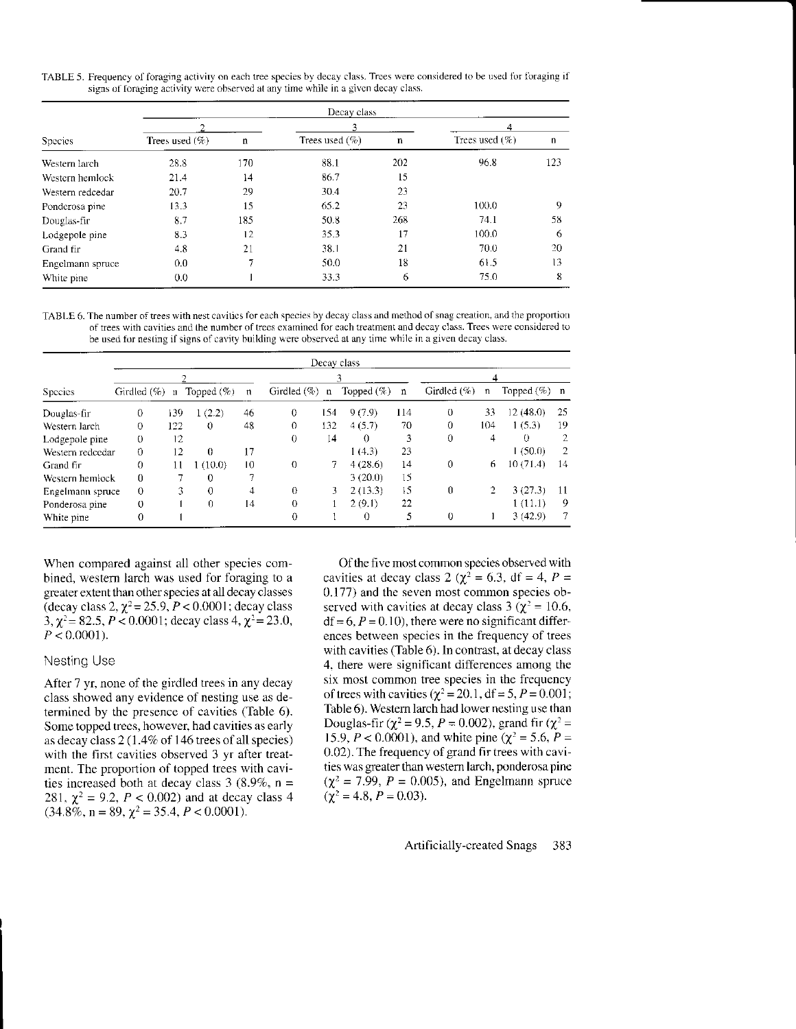TABLE 5. Frequency of foraging activity on each tree species by decay class. Trees were considered to be used for foraging if signs of foraging activity were observed at any time while in a given decay class.

| | Decay class | | | | | |
|---|---|---|---|---|---|---|
| | 2 | | 3 | | 4 | |
| Species | Trees used (%) | n | Trees used (%) | n | Trees used (%) | n |
| Western larch | 28.8 | 170 | 88.1 | 202 | 96.8 | 123 |
| Western hemlock | 21.4 | 14 | 86.7 | 15 | | |
| Western redcedar | 20.7 | 29 | 30.4 | 23 | | |
| Ponderosa pine | 13.3 | 15 | 65.2 | 23 | 100.0 | 9 |
| Douglas-fir | 8.7 | 185 | 50.8 | 268 | 74.1 | 58 |
| Lodgepole pine | 8.3 | 12 | 35.3 | 17 | 100.0 | 6 |
| Grand fir | 4.8 | 21 | 38.1 | 21 | 70.0 | 20 |
| Engelmann spruce | 0.0 | 7 | 50.0 | 18 | 61.5 | 13 |
| White pine | 0.0 | 1 | 33.3 | 6 | 75.0 | 8 |

TABLE 6. The number of trees with nest cavities for each species by decay class and method of snag creation, and the proportion of trees with cavities and the number of trees examined for each treatment and decay class. Trees were considered to be used for nesting if signs of cavity building were observed at any time while in a given decay class.

| | Decay class | | | | | | | | | | | |
|---|---|---|---|---|---|---|---|---|---|---|---|---|
| | 2 | | | | 3 | | | | 4 | | | |
| Species | Girdled (%) | n | Topped (%) | n | Girdled (%) | n | Topped (%) | n | Girdled (%) | n | Topped (%) | n |
| Douglas-fir | 0 | 139 | 1 (2.2) | 46 | 0 | 154 | 9 (7.9) | 114 | 0 | 33 | 12 (48.0) | 25 |
| Western larch | 0 | 122 | 0 | 48 | 0 | 132 | 4 (5.7) | 70 | 0 | 104 | 1 (5.3) | 19 |
| Lodgepole pine | 0 | 12 | | | 0 | 14 | 0 | 3 | 0 | 4 | 0 | 2 |
| Western redcedar | 0 | 12 | 0 | 17 | | | 1 (4.3) | 23 | | | 1 (50.0) | 2 |
| Grand fir | 0 | 11 | 1 (10.0) | 10 | 0 | 7 | 4 (28.6) | 14 | 0 | 6 | 10 (71.4) | 14 |
| Western hemlock | 0 | 7 | 0 | 7 | | | 3 (20.0) | 15 | | | | |
| Engelmann spruce | 0 | 3 | 0 | 4 | 0 | 3 | 2 (13.3) | 15 | 0 | 2 | 3 (27.3) | 11 |
| Ponderosa pine | 0 | 1 | 0 | 14 | 0 | 1 | 2 (9.1) | 22 | | | 1 (11.1) | 9 |
| White pine | 0 | 1 | | | 0 | 1 | 0 | 5 | 0 | 1 | 3 (42.9) | 7 |

When compared against all other species combined, western larch was used for foraging to a greater extent than other species at all decay classes (decay class 2, $\chi^2 = 25.9$, $P < 0.0001$; decay class 3, $\chi^2 = 82.5$, $P < 0.0001$; decay class 4, $\chi^2 = 23.0$, $P < 0.0001$).

## Nesting Use

After 7 yr, none of the girdled trees in any decay class showed any evidence of nesting use as determined by the presence of cavities (Table 6). Some topped trees, however, had cavities as early as decay class 2 (1.4% of 146 trees of all species) with the first cavities observed 3 yr after treatment. The proportion of topped trees with cavities increased both at decay class 3 (8.9%, n = 281, $\chi^2 = 9.2$, $P < 0.002$) and at decay class 4 (34.8%, n = 89, $\chi^2 = 35.4$, $P < 0.0001$).

Of the five most common species observed with cavities at decay class 2 ($\chi^2 = 6.3$, df = 4, $P = 0.177$) and the seven most common species observed with cavities at decay class 3 ($\chi^2 = 10.6$, df = 6, $P = 0.10$), there were no significant differences between species in the frequency of trees with cavities (Table 6). In contrast, at decay class 4, there were significant differences among the six most common tree species in the frequency of trees with cavities ($\chi^2 = 20.1$, df = 5, $P = 0.001$; Table 6). Western larch had lower nesting use than Douglas-fir ($\chi^2 = 9.5$, $P = 0.002$), grand fir ($\chi^2 = 15.9$, $P < 0.0001$), and white pine ($\chi^2 = 5.6$, $P = 0.02$). The frequency of grand fir trees with cavities was greater than western larch, ponderosa pine ($\chi^2 = 7.99$, $P = 0.005$), and Engelmann spruce ($\chi^2 = 4.8$, $P = 0.03$).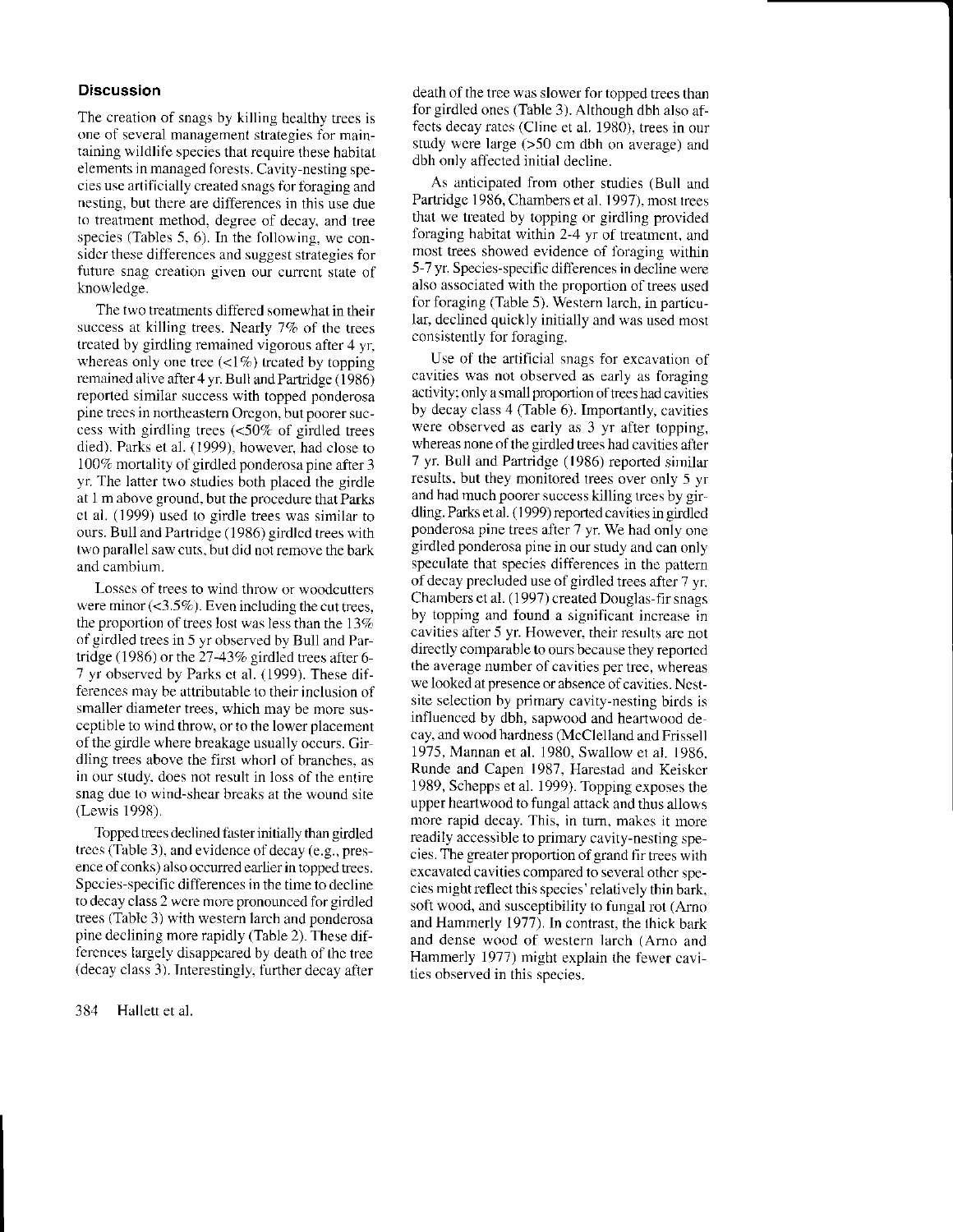## Discussion

The creation of snags by killing healthy trees is one of several management strategies for maintaining wildlife species that require these habitat elements in managed forests. Cavity-nesting species use artificially created snags for foraging and nesting, but there are differences in this use due to treatment method, degree of decay, and tree species (Tables 5, 6). In the following, we consider these differences and suggest strategies for future snag creation given our current state of knowledge.

The two treatments differed somewhat in their success at killing trees. Nearly 7% of the trees treated by girdling remained vigorous after 4 yr, whereas only one tree (<1%) treated by topping remained alive after 4 yr. Bull and Partridge (1986) reported similar success with topped ponderosa pine trees in northeastern Oregon, but poorer success with girdling trees (<50% of girdled trees died). Parks et al. (1999), however, had close to 100% mortality of girdled ponderosa pine after 3 yr. The latter two studies both placed the girdle at 1 m above ground, but the procedure that Parks et al. (1999) used to girdle trees was similar to ours. Bull and Partridge (1986) girdled trees with two parallel saw cuts, but did not remove the bark and cambium.

Losses of trees to wind throw or woodcutters were minor (<3.5%). Even including the cut trees, the proportion of trees lost was less than the 13% of girdled trees in 5 yr observed by Bull and Partridge (1986) or the 27-43% girdled trees after 6-7 yr observed by Parks et al. (1999). These differences may be attributable to their inclusion of smaller diameter trees, which may be more susceptible to wind throw, or to the lower placement of the girdle where breakage usually occurs. Girdling trees above the first whorl of branches, as in our study, does not result in loss of the entire snag due to wind-shear breaks at the wound site (Lewis 1998).

Topped trees declined faster initially than girdled trees (Table 3), and evidence of decay (e.g., presence of conks) also occurred earlier in topped trees. Species-specific differences in the time to decline to decay class 2 were more pronounced for girdled trees (Table 3) with western larch and ponderosa pine declining more rapidly (Table 2). These differences largely disappeared by death of the tree (decay class 3). Interestingly, further decay after death of the tree was slower for topped trees than for girdled ones (Table 3). Although dbh also affects decay rates (Cline et al. 1980), trees in our study were large (>50 cm dbh on average) and dbh only affected initial decline.

As anticipated from other studies (Bull and Partridge 1986, Chambers et al. 1997), most trees that we treated by topping or girdling provided foraging habitat within 2-4 yr of treatment, and most trees showed evidence of foraging within 5-7 yr. Species-specific differences in decline were also associated with the proportion of trees used for foraging (Table 5). Western larch, in particular, declined quickly initially and was used most consistently for foraging.

Use of the artificial snags for excavation of cavities was not observed as early as foraging activity; only a small proportion of trees had cavities by decay class 4 (Table 6). Importantly, cavities were observed as early as 3 yr after topping, whereas none of the girdled trees had cavities after 7 yr. Bull and Partridge (1986) reported similar results, but they monitored trees over only 5 yr and had much poorer success killing trees by girdling. Parks et al. (1999) reported cavities in girdled ponderosa pine trees after 7 yr. We had only one girdled ponderosa pine in our study and can only speculate that species differences in the pattern of decay precluded use of girdled trees after 7 yr. Chambers et al. (1997) created Douglas-fir snags by topping and found a significant increase in cavities after 5 yr. However, their results are not directly comparable to ours because they reported the average number of cavities per tree, whereas we looked at presence or absence of cavities. Nest-site selection by primary cavity-nesting birds is influenced by dbh, sapwood and heartwood decay, and wood hardness (McClelland and Frissell 1975, Mannan et al. 1980, Swallow et al. 1986, Runde and Capen 1987, Harestad and Keisker 1989, Schepps et al. 1999). Topping exposes the upper heartwood to fungal attack and thus allows more rapid decay. This, in turn, makes it more readily accessible to primary cavity-nesting species. The greater proportion of grand fir trees with excavated cavities compared to several other species might reflect this species' relatively thin bark, soft wood, and susceptibility to fungal rot (Arno and Hammerly 1977). In contrast, the thick bark and dense wood of western larch (Arno and Hammerly 1977) might explain the fewer cavities observed in this species.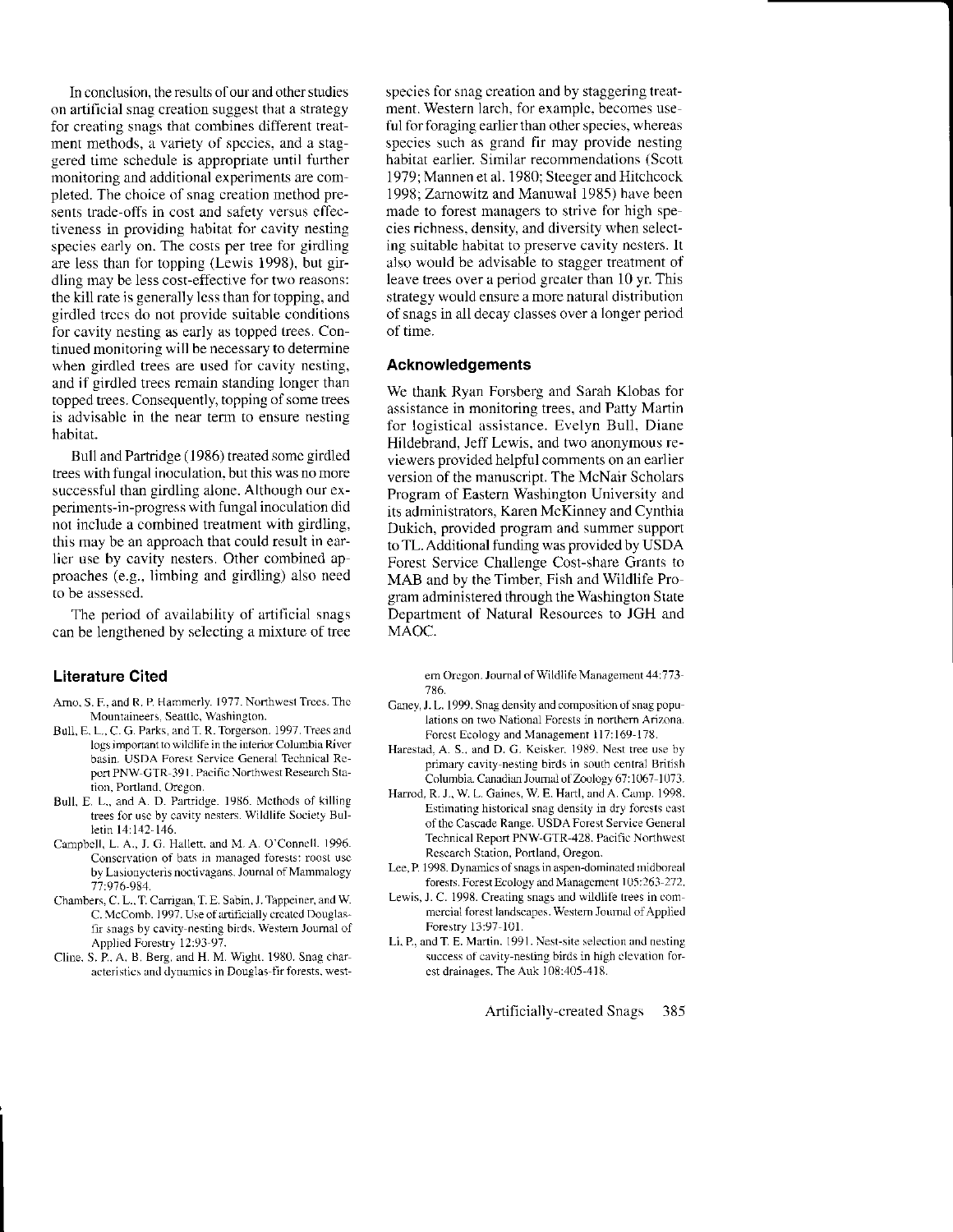In conclusion, the results of our and other studies on artificial snag creation suggest that a strategy for creating snags that combines different treatment methods, a variety of species, and a staggered time schedule is appropriate until further monitoring and additional experiments are completed. The choice of snag creation method presents trade-offs in cost and safety versus effectiveness in providing habitat for cavity nesting species early on. The costs per tree for girdling are less than for topping (Lewis 1998), but girdling may be less cost-effective for two reasons: the kill rate is generally less than for topping, and girdled trees do not provide suitable conditions for cavity nesting as early as topped trees. Continued monitoring will be necessary to determine when girdled trees are used for cavity nesting, and if girdled trees remain standing longer than topped trees. Consequently, topping of some trees is advisable in the near term to ensure nesting habitat.

Bull and Partridge (1986) treated some girdled trees with fungal inoculation, but this was no more successful than girdling alone. Although our experiments-in-progress with fungal inoculation did not include a combined treatment with girdling, this may be an approach that could result in earlier use by cavity nesters. Other combined approaches (e.g., limbing and girdling) also need to be assessed.

The period of availability of artificial snags can be lengthened by selecting a mixture of tree species for snag creation and by staggering treatment. Western larch, for example, becomes useful for foraging earlier than other species, whereas species such as grand fir may provide nesting habitat earlier. Similar recommendations (Scott 1979; Mannen et al. 1980; Steeger and Hitchcock 1998; Zarnowitz and Manuwal 1985) have been made to forest managers to strive for high species richness, density, and diversity when selecting suitable habitat to preserve cavity nesters. It also would be advisable to stagger treatment of leave trees over a period greater than 10 yr. This strategy would ensure a more natural distribution of snags in all decay classes over a longer period of time.

## Acknowledgements

We thank Ryan Forsberg and Sarah Klobas for assistance in monitoring trees, and Patty Martin for logistical assistance. Evelyn Bull, Diane Hildebrand, Jeff Lewis, and two anonymous reviewers provided helpful comments on an earlier version of the manuscript. The McNair Scholars Program of Eastern Washington University and its administrators, Karen McKinney and Cynthia Dukich, provided program and summer support to TL. Additional funding was provided by USDA Forest Service Challenge Cost-share Grants to MAB and by the Timber, Fish and Wildlife Program administered through the Washington State Department of Natural Resources to JGH and MAOC.

## Literature Cited

Arno, S. F., and R. P. Hammerly. 1977. Northwest Trees. The Mountaineers, Seattle, Washington.

Bull, E. L., C. G. Parks, and T. R. Torgerson. 1997. Trees and logs important to wildlife in the interior Columbia River basin. USDA Forest Service General Technical Report PNW-GTR-391. Pacific Northwest Research Station, Portland, Oregon.

Bull, E. L., and A. D. Partridge. 1986. Methods of killing trees for use by cavity nesters. Wildlife Society Bulletin 14:142-146.

Campbell, L. A., J. G. Hallett, and M. A. O'Connell. 1996. Conservation of bats in managed forests: roost use by Lasionycteris noctivagans. Journal of Mammalogy 77:976-984.

Chambers, C. L., T. Carrigan, T. E. Sabin, J. Tappeiner, and W. C. McComb. 1997. Use of artificially created Douglas-fir snags by cavity-nesting birds. Western Journal of Applied Forestry 12:93-97.

Cline, S. P., A. B. Berg, and H. M. Wight. 1980. Snag characteristics and dynamics in Douglas-fir forests, western Oregon. Journal of Wildlife Management 44:773-786.

Ganey, J. L. 1999. Snag density and composition of snag populations on two National Forests in northern Arizona. Forest Ecology and Management 117:169-178.

Harestad, A. S., and D. G. Keisker. 1989. Nest tree use by primary cavity-nesting birds in south central British Columbia. Canadian Journal of Zoology 67:1067-1073.

Harrod, R. J., W. L. Gaines, W. E. Hartl, and A. Camp. 1998. Estimating historical snag density in dry forests east of the Cascade Range. USDA Forest Service General Technical Report PNW-GTR-428. Pacific Northwest Research Station, Portland, Oregon.

Lee, P. 1998. Dynamics of snags in aspen-dominated midboreal forests. Forest Ecology and Management 105:263-272.

Lewis, J. C. 1998. Creating snags and wildlife trees in commercial forest landscapes. Western Journal of Applied Forestry 13:97-101.

Li, P., and T. E. Martin. 1991. Nest-site selection and nesting success of cavity-nesting birds in high elevation forest drainages. The Auk 108:405-418.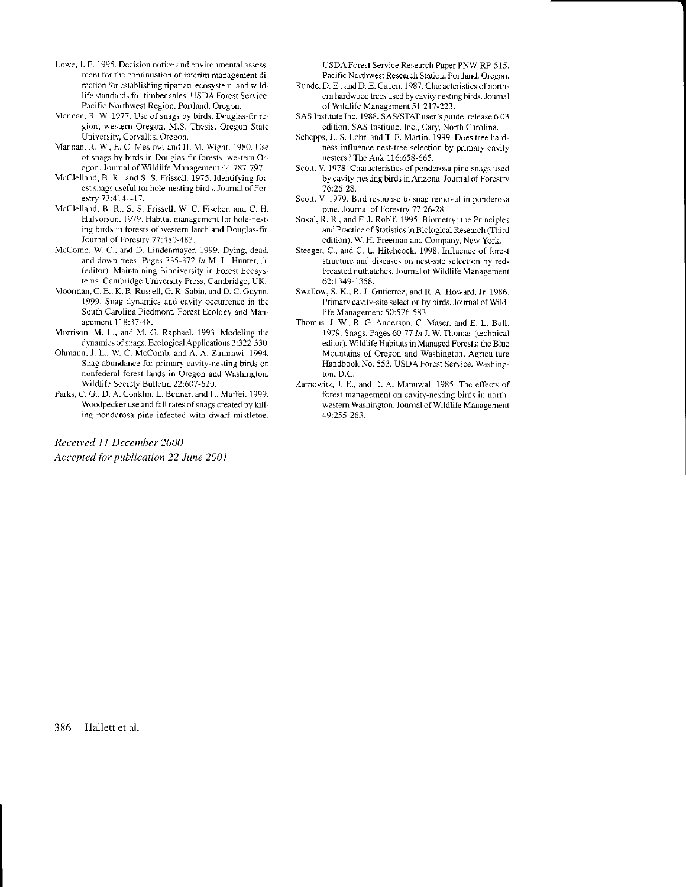Lowe, J. E. 1995. Decision notice and environmental assessment for the continuation of interim management direction for establishing riparian, ecosystem, and wildlife standards for timber sales. USDA Forest Service, Pacific Northwest Region, Portland, Oregon.

Mannan, R. W. 1977. Use of snags by birds, Douglas-fir region, western Oregon. M.S. Thesis. Oregon State University, Corvallis, Oregon.

Mannan, R. W., E. C. Meslow, and H. M. Wight. 1980. Use of snags by birds in Douglas-fir forests, western Oregon. Journal of Wildlife Management 44:787-797.

McClelland, B. R., and S. S. Frissell. 1975. Identifying forest snags useful for hole-nesting birds. Journal of Forestry 73:414-417.

McClelland, B. R., S. S. Frissell, W. C. Fischer, and C. H. Halvorson. 1979. Habitat management for hole-nesting birds in forests of western larch and Douglas-fir. Journal of Forestry 77:480-483.

McComb, W. C., and D. Lindenmayer. 1999. Dying, dead, and down trees. Pages 335-372 *In* M. L. Hunter, Jr. (editor), Maintaining Biodiversity in Forest Ecosystems. Cambridge University Press, Cambridge, UK.

Moorman, C. E., K. R. Russell, G. R. Sabin, and D. C. Guynn. 1999. Snag dynamics and cavity occurrence in the South Carolina Piedmont. Forest Ecology and Management 118:37-48.

Morrison, M. L., and M. G. Raphael. 1993. Modeling the dynamics of snags. Ecological Applications 3:322-330.

Ohmann, J. L., W. C. McComb, and A. A. Zumrawi. 1994. Snag abundance for primary cavity-nesting birds on nonfederal forest lands in Oregon and Washington. Wildlife Society Bulletin 22:607-620.

Parks, C. G., D. A. Conklin, L. Bednar, and H. Maffei. 1999. Woodpecker use and fall rates of snags created by killing ponderosa pine infected with dwarf mistletoe. USDA Forest Service Research Paper PNW-RP-515. Pacific Northwest Research Station, Portland, Oregon.

Runde, D. E., and D. E. Capen. 1987. Characteristics of northern hardwood trees used by cavity nesting birds. Journal of Wildlife Management 51:217-223.

SAS Institute Inc. 1988. SAS/STAT user's guide, release 6.03 edition, SAS Institute, Inc., Cary, North Carolina.

Schepps, J., S. Lohr, and T. E. Martin. 1999. Does tree hardness influence nest-tree selection by primary cavity nesters? The Auk 116:658-665.

Scott, V. 1978. Characteristics of ponderosa pine snags used by cavity-nesting birds in Arizona. Journal of Forestry 76:26-28.

Scott, V. 1979. Bird response to snag removal in ponderosa pine. Journal of Forestry 77:26-28.

Sokal, R. R., and F. J. Rohlf. 1995. Biometry: the Principles and Practice of Statistics in Biological Research (Third edition). W. H. Freeman and Company, New York.

Steeger, C., and C. L. Hitchcock. 1998. Influence of forest structure and diseases on nest-site selection by red-breasted nuthatches. Journal of Wildlife Management 62:1349-1358.

Swallow, S. K., R. J. Gutierrez, and R. A. Howard, Jr. 1986. Primary cavity-site selection by birds. Journal of Wildlife Management 50:576-583.

Thomas, J. W., R. G. Anderson, C. Maser, and E. L. Bull. 1979. Snags. Pages 60-77 *In* J. W. Thomas (technical editor), Wildlife Habitats in Managed Forests: the Blue Mountains of Oregon and Washington. Agriculture Handbook No. 553, USDA Forest Service, Washington, D.C.

Zarnowitz, J. E., and D. A. Manuwal. 1985. The effects of forest management on cavity-nesting birds in northwestern Washington. Journal of Wildlife Management 49:255-263.

*Received 11 December 2000*
*Accepted for publication 22 June 2001*